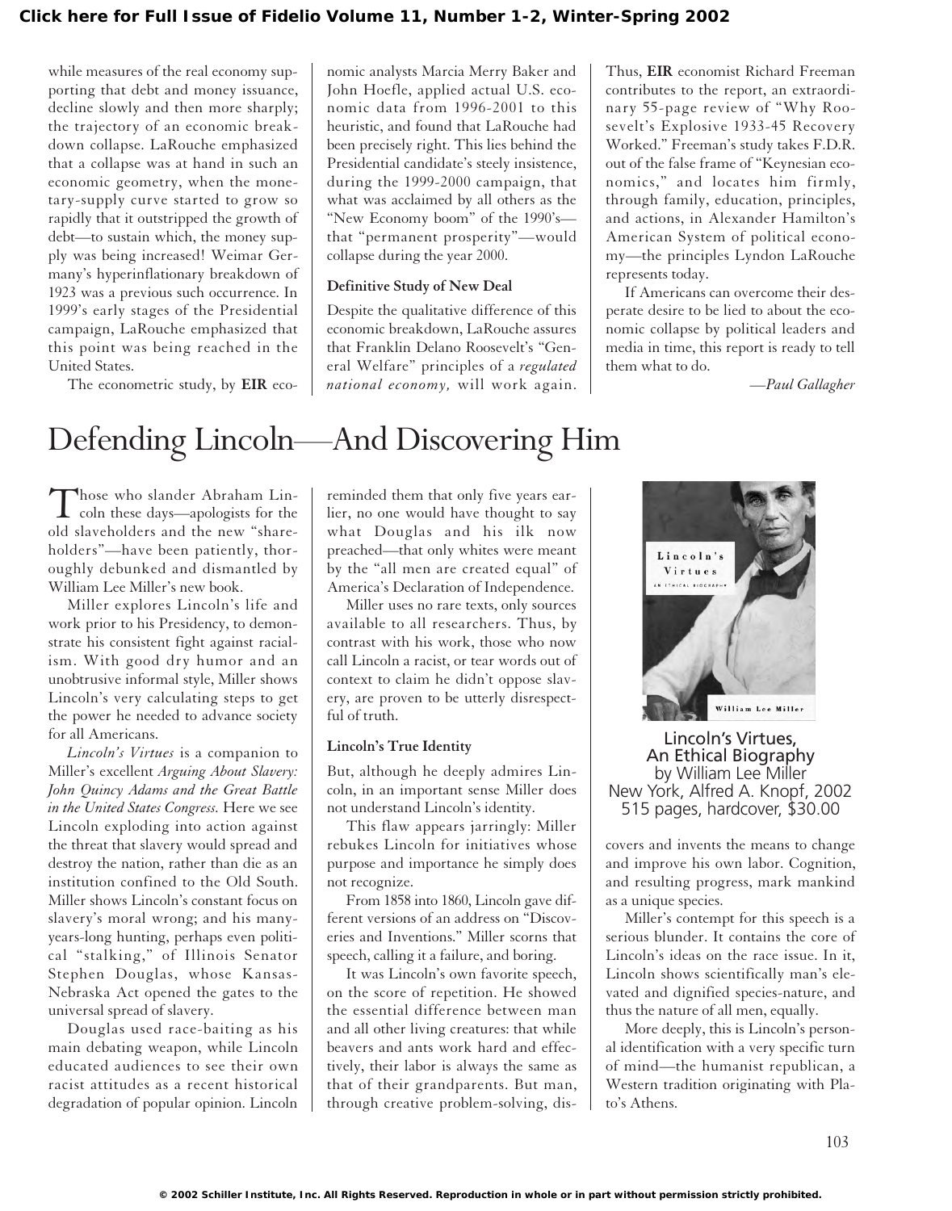while measures of the real economy supporting that debt and money issuance, decline slowly and then more sharply; the trajectory of an economic breakdown collapse. LaRouche emphasized that a collapse was at hand in such an economic geometry, when the monetary-supply curve started to grow so rapidly that it outstripped the growth of debt—to sustain which, the money supply was being increased! Weimar Germany's hyperinflationary breakdown of 1923 was a previous such occurrence. In 1999's early stages of the Presidential campaign, LaRouche emphasized that this point was being reached in the United States.

The econometric study, by **EIR** economic analysts Marcia Merry Baker and John Hoefle, applied actual U.S. economic data from 1996-2001 to this heuristic, and found that LaRouche had been precisely right. This lies behind the Presidential candidate's steely insistence, during the 1999-2000 campaign, that what was acclaimed by all others as the "New Economy boom" of the 1990's—that "permanent prosperity"—would collapse during the year 2000.

### Definitive Study of New Deal

Despite the qualitative difference of this economic breakdown, LaRouche assures that Franklin Delano Roosevelt's "General Welfare" principles of a *regulated national economy,* will work again. Thus, **EIR** economist Richard Freeman contributes to the report, an extraordinary 55-page review of "Why Roosevelt's Explosive 1933-45 Recovery Worked." Freeman's study takes F.D.R. out of the false frame of "Keynesian economics," and locates him firmly, through family, education, principles, and actions, in Alexander Hamilton's American System of political economy—the principles Lyndon LaRouche represents today.

If Americans can overcome their desperate desire to be lied to about the economic collapse by political leaders and media in time, this report is ready to tell them what to do.

*—Paul Gallagher*

# Defending Lincoln—And Discovering Him

Those who slander Abraham Lincoln these days—apologists for the old slaveholders and the new "shareholders"—have been patiently, thoroughly debunked and dismantled by William Lee Miller's new book.

Miller explores Lincoln's life and work prior to his Presidency, to demonstrate his consistent fight against racialism. With good dry humor and an unobtrusive informal style, Miller shows Lincoln's very calculating steps to get the power he needed to advance society for all Americans.

*Lincoln's Virtues* is a companion to Miller's excellent *Arguing About Slavery: John Quincy Adams and the Great Battle in the United States Congress.* Here we see Lincoln exploding into action against the threat that slavery would spread and destroy the nation, rather than die as an institution confined to the Old South. Miller shows Lincoln's constant focus on slavery's moral wrong; and his many-years-long hunting, perhaps even political "stalking," of Illinois Senator Stephen Douglas, whose Kansas-Nebraska Act opened the gates to the universal spread of slavery.

Douglas used race-baiting as his main debating weapon, while Lincoln educated audiences to see their own racist attitudes as a recent historical degradation of popular opinion. Lincoln reminded them that only five years earlier, no one would have thought to say what Douglas and his ilk now preached—that only whites were meant by the "all men are created equal" of America's Declaration of Independence.

Miller uses no rare texts, only sources available to all researchers. Thus, by contrast with his work, those who now call Lincoln a racist, or tear words out of context to claim he didn't oppose slavery, are proven to be utterly disrespectful of truth.

### Lincoln's True Identity

But, although he deeply admires Lincoln, in an important sense Miller does not understand Lincoln's identity.

This flaw appears jarringly: Miller rebukes Lincoln for initiatives whose purpose and importance he simply does not recognize.

From 1858 into 1860, Lincoln gave different versions of an address on "Discoveries and Inventions." Miller scorns that speech, calling it a failure, and boring.

It was Lincoln's own favorite speech, on the score of repetition. He showed the essential difference between man and all other living creatures: that while beavers and ants work hard and effectively, their labor is always the same as that of their grandparents. But man, through creative problem-solving, discovers and invents the means to change and improve his own labor. Cognition, and resulting progress, mark mankind as a unique species.

Lincoln's Virtues, An Ethical Biography
by William Lee Miller
New York, Alfred A. Knopf, 2002
515 pages, hardcover, $30.00

Miller's contempt for this speech is a serious blunder. It contains the core of Lincoln's ideas on the race issue. In it, Lincoln shows scientifically man's elevated and dignified species-nature, and thus the nature of all men, equally.

More deeply, this is Lincoln's personal identification with a very specific turn of mind—the humanist republican, a Western tradition originating with Plato's Athens.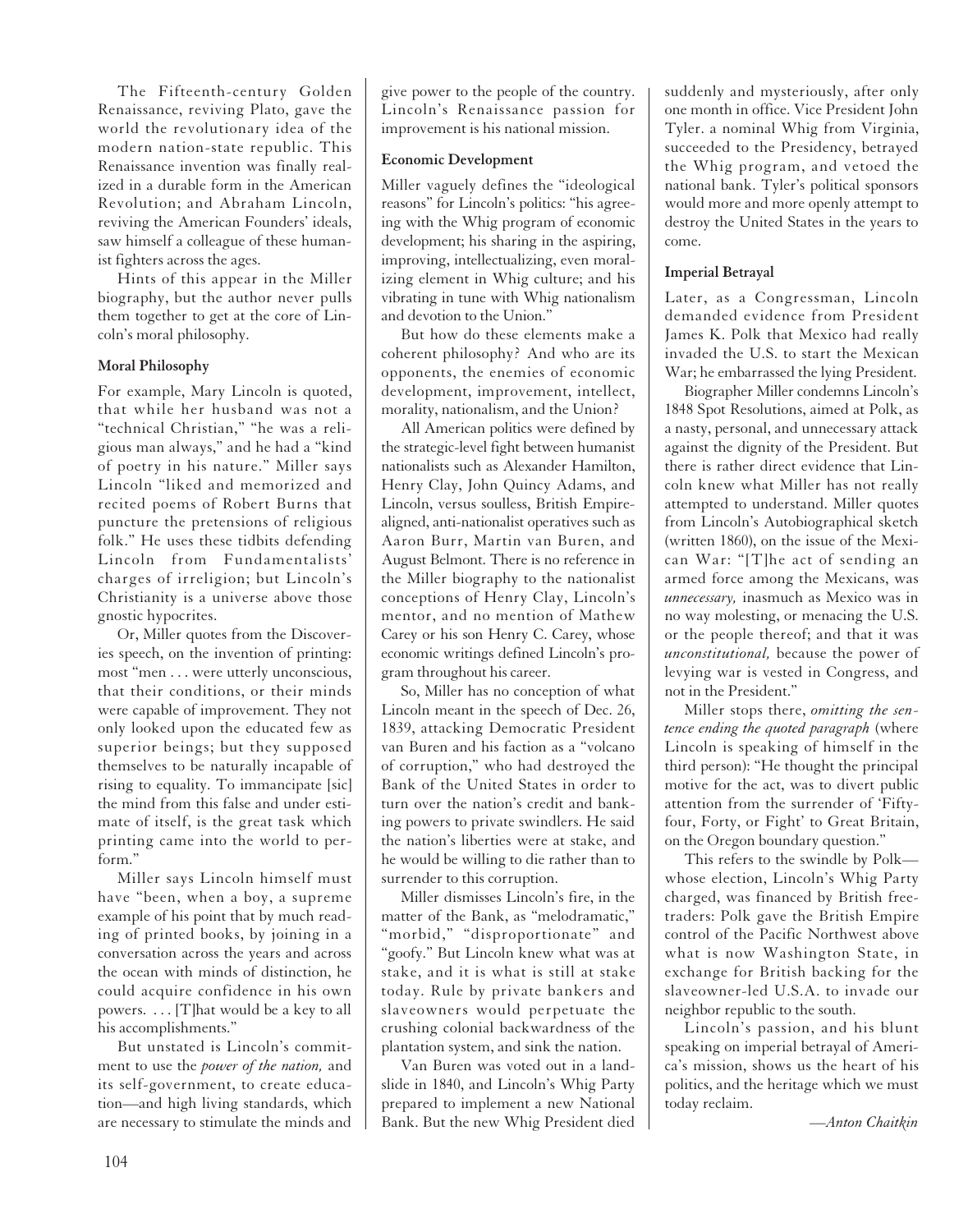The Fifteenth-century Golden Renaissance, reviving Plato, gave the world the revolutionary idea of the modern nation-state republic. This Renaissance invention was finally realized in a durable form in the American Revolution; and Abraham Lincoln, reviving the American Founders' ideals, saw himself a colleague of these humanist fighters across the ages.

Hints of this appear in the Miller biography, but the author never pulls them together to get at the core of Lincoln's moral philosophy.

### Moral Philosophy

For example, Mary Lincoln is quoted, that while her husband was not a "technical Christian," "he was a religious man always," and he had a "kind of poetry in his nature." Miller says Lincoln "liked and memorized and recited poems of Robert Burns that puncture the pretensions of religious folk." He uses these tidbits defending Lincoln from Fundamentalists' charges of irreligion; but Lincoln's Christianity is a universe above those gnostic hypocrites.

Or, Miller quotes from the Discoveries speech, on the invention of printing: most "men . . . were utterly unconscious, that their conditions, or their minds were capable of improvement. They not only looked upon the educated few as superior beings; but they supposed themselves to be naturally incapable of rising to equality. To immancipate [sic] the mind from this false and under estimate of itself, is the great task which printing came into the world to perform."

Miller says Lincoln himself must have "been, when a boy, a supreme example of his point that by much reading of printed books, by joining in a conversation across the years and across the ocean with minds of distinction, he could acquire confidence in his own powers. . . . [T]hat would be a key to all his accomplishments."

But unstated is Lincoln's commitment to use the *power of the nation,* and its self-government, to create education—and high living standards, which are necessary to stimulate the minds and give power to the people of the country. Lincoln's Renaissance passion for improvement is his national mission.

### Economic Development

Miller vaguely defines the "ideological reasons" for Lincoln's politics: "his agreeing with the Whig program of economic development; his sharing in the aspiring, improving, intellectualizing, even moralizing element in Whig culture; and his vibrating in tune with Whig nationalism and devotion to the Union."

But how do these elements make a coherent philosophy? And who are its opponents, the enemies of economic development, improvement, intellect, morality, nationalism, and the Union?

All American politics were defined by the strategic-level fight between humanist nationalists such as Alexander Hamilton, Henry Clay, John Quincy Adams, and Lincoln, versus soulless, British Empire-aligned, anti-nationalist operatives such as Aaron Burr, Martin van Buren, and August Belmont. There is no reference in the Miller biography to the nationalist conceptions of Henry Clay, Lincoln's mentor, and no mention of Mathew Carey or his son Henry C. Carey, whose economic writings defined Lincoln's program throughout his career.

So, Miller has no conception of what Lincoln meant in the speech of Dec. 26, 1839, attacking Democratic President van Buren and his faction as a "volcano of corruption," who had destroyed the Bank of the United States in order to turn over the nation's credit and banking powers to private swindlers. He said the nation's liberties were at stake, and he would be willing to die rather than to surrender to this corruption.

Miller dismisses Lincoln's fire, in the matter of the Bank, as "melodramatic," "morbid," "disproportionate" and "goofy." But Lincoln knew what was at stake, and it is what is still at stake today. Rule by private bankers and slaveowners would perpetuate the crushing colonial backwardness of the plantation system, and sink the nation.

Van Buren was voted out in a landslide in 1840, and Lincoln's Whig Party prepared to implement a new National Bank. But the new Whig President died suddenly and mysteriously, after only one month in office. Vice President John Tyler. a nominal Whig from Virginia, succeeded to the Presidency, betrayed the Whig program, and vetoed the national bank. Tyler's political sponsors would more and more openly attempt to destroy the United States in the years to come.

### Imperial Betrayal

Later, as a Congressman, Lincoln demanded evidence from President James K. Polk that Mexico had really invaded the U.S. to start the Mexican War; he embarrassed the lying President.

Biographer Miller condemns Lincoln's 1848 Spot Resolutions, aimed at Polk, as a nasty, personal, and unnecessary attack against the dignity of the President. But there is rather direct evidence that Lincoln knew what Miller has not really attempted to understand. Miller quotes from Lincoln's Autobiographical sketch (written 1860), on the issue of the Mexican War: "[T]he act of sending an armed force among the Mexicans, was *unnecessary,* inasmuch as Mexico was in no way molesting, or menacing the U.S. or the people thereof; and that it was *unconstitutional,* because the power of levying war is vested in Congress, and not in the President."

Miller stops there, *omitting the sentence ending the quoted paragraph* (where Lincoln is speaking of himself in the third person): "He thought the principal motive for the act, was to divert public attention from the surrender of 'Fifty-four, Forty, or Fight' to Great Britain, on the Oregon boundary question."

This refers to the swindle by Polk—whose election, Lincoln's Whig Party charged, was financed by British free-traders: Polk gave the British Empire control of the Pacific Northwest above what is now Washington State, in exchange for British backing for the slaveowner-led U.S.A. to invade our neighbor republic to the south.

Lincoln's passion, and his blunt speaking on imperial betrayal of America's mission, shows us the heart of his politics, and the heritage which we must today reclaim.

—*Anton Chaitkin*